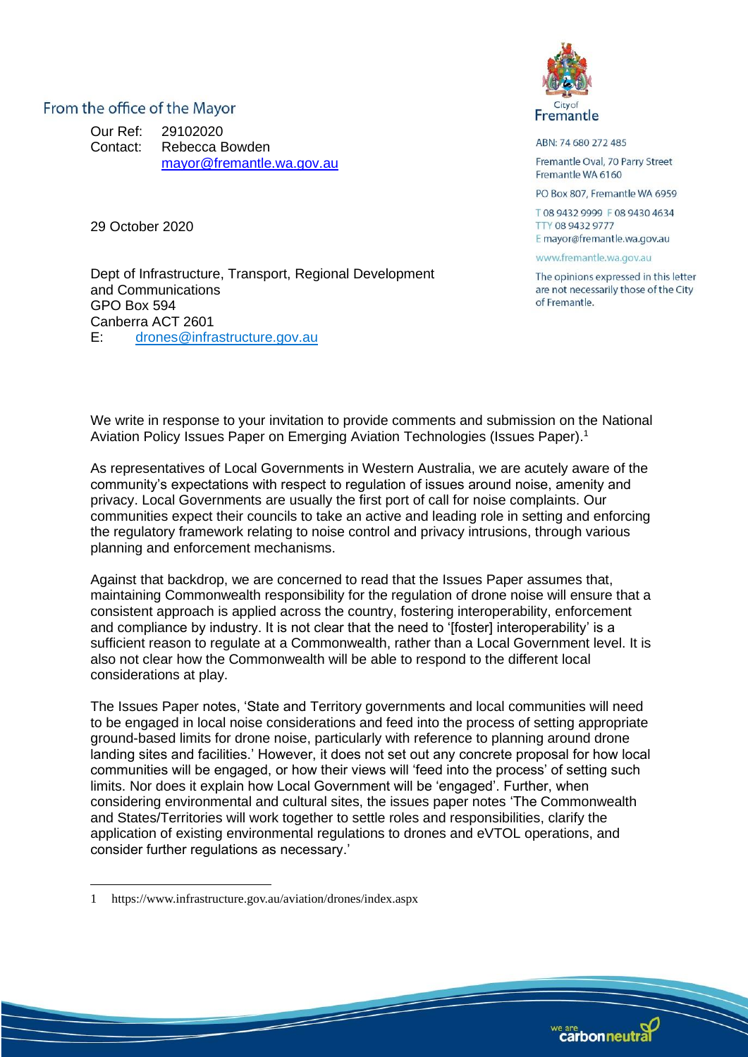From the office of the Mayor

Our Ref: 29102020
Contact: Rebecca Bowden
mayor@fremantle.wa.gov.au

City of Fremantle

ABN: 74 680 272 485

Fremantle Oval, 70 Parry Street
Fremantle WA 6160

PO Box 807, Fremantle WA 6959

T 08 9432 9999 F 08 9430 4634
TTY 08 9432 9777
E mayor@fremantle.wa.gov.au

www.fremantle.wa.gov.au

The opinions expressed in this letter are not necessarily those of the City of Fremantle.

29 October 2020

Dept of Infrastructure, Transport, Regional Development and Communications
GPO Box 594
Canberra ACT 2601
E: drones@infrastructure.gov.au

We write in response to your invitation to provide comments and submission on the National Aviation Policy Issues Paper on Emerging Aviation Technologies (Issues Paper).[1]

As representatives of Local Governments in Western Australia, we are acutely aware of the community's expectations with respect to regulation of issues around noise, amenity and privacy. Local Governments are usually the first port of call for noise complaints. Our communities expect their councils to take an active and leading role in setting and enforcing the regulatory framework relating to noise control and privacy intrusions, through various planning and enforcement mechanisms.

Against that backdrop, we are concerned to read that the Issues Paper assumes that, maintaining Commonwealth responsibility for the regulation of drone noise will ensure that a consistent approach is applied across the country, fostering interoperability, enforcement and compliance by industry. It is not clear that the need to '[foster] interoperability' is a sufficient reason to regulate at a Commonwealth, rather than a Local Government level. It is also not clear how the Commonwealth will be able to respond to the different local considerations at play.

The Issues Paper notes, 'State and Territory governments and local communities will need to be engaged in local noise considerations and feed into the process of setting appropriate ground-based limits for drone noise, particularly with reference to planning around drone landing sites and facilities.' However, it does not set out any concrete proposal for how local communities will be engaged, or how their views will 'feed into the process' of setting such limits. Nor does it explain how Local Government will be 'engaged'. Further, when considering environmental and cultural sites, the issues paper notes 'The Commonwealth and States/Territories will work together to settle roles and responsibilities, clarify the application of existing environmental regulations to drones and eVTOL operations, and consider further regulations as necessary.'

1 https://www.infrastructure.gov.au/aviation/drones/index.aspx

we are carbonneutral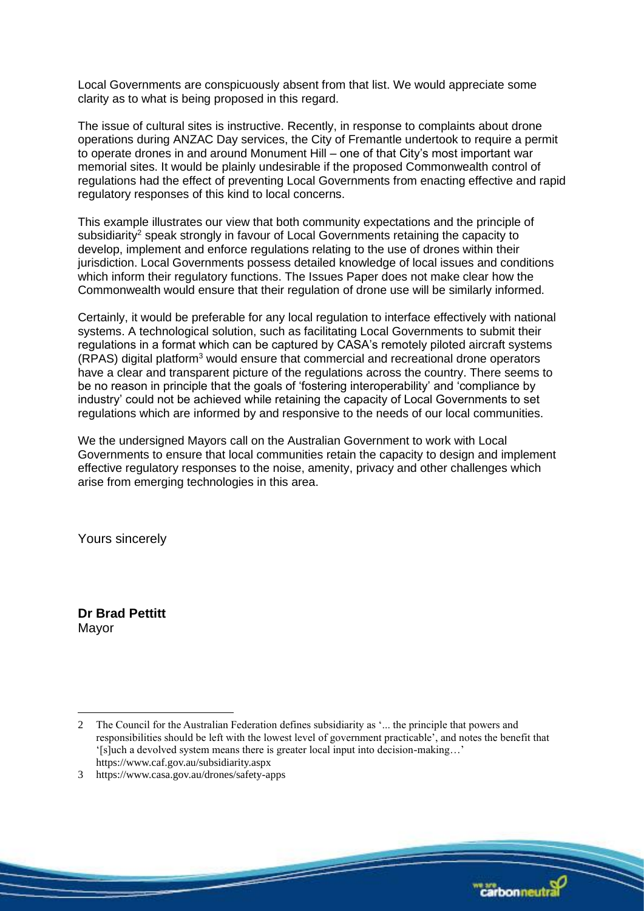Local Governments are conspicuously absent from that list. We would appreciate some clarity as to what is being proposed in this regard.

The issue of cultural sites is instructive. Recently, in response to complaints about drone operations during ANZAC Day services, the City of Fremantle undertook to require a permit to operate drones in and around Monument Hill – one of that City's most important war memorial sites. It would be plainly undesirable if the proposed Commonwealth control of regulations had the effect of preventing Local Governments from enacting effective and rapid regulatory responses of this kind to local concerns.

This example illustrates our view that both community expectations and the principle of subsidiarity[2] speak strongly in favour of Local Governments retaining the capacity to develop, implement and enforce regulations relating to the use of drones within their jurisdiction. Local Governments possess detailed knowledge of local issues and conditions which inform their regulatory functions. The Issues Paper does not make clear how the Commonwealth would ensure that their regulation of drone use will be similarly informed.

Certainly, it would be preferable for any local regulation to interface effectively with national systems. A technological solution, such as facilitating Local Governments to submit their regulations in a format which can be captured by CASA's remotely piloted aircraft systems (RPAS) digital platform[3] would ensure that commercial and recreational drone operators have a clear and transparent picture of the regulations across the country. There seems to be no reason in principle that the goals of 'fostering interoperability' and 'compliance by industry' could not be achieved while retaining the capacity of Local Governments to set regulations which are informed by and responsive to the needs of our local communities.

We the undersigned Mayors call on the Australian Government to work with Local Governments to ensure that local communities retain the capacity to design and implement effective regulatory responses to the noise, amenity, privacy and other challenges which arise from emerging technologies in this area.

Yours sincerely

**Dr Brad Pettitt**
Mayor

---

2 The Council for the Australian Federation defines subsidiarity as '... the principle that powers and responsibilities should be left with the lowest level of government practicable', and notes the benefit that '[s]uch a devolved system means there is greater local input into decision-making…' https://www.caf.gov.au/subsidiarity.aspx

3 https://www.casa.gov.au/drones/safety-apps